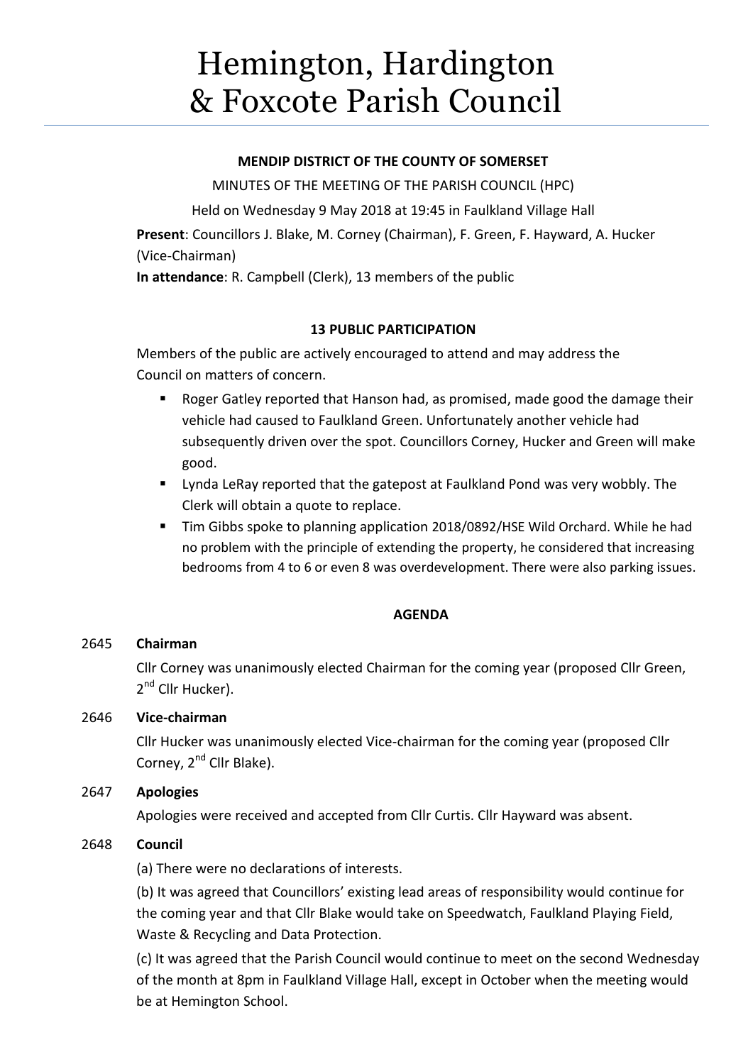# Hemington, Hardington & Foxcote Parish Council

**MENDIP DISTRICT OF THE COUNTY OF SOMERSET**

MINUTES OF THE MEETING OF THE PARISH COUNCIL (HPC)

Held on Wednesday 9 May 2018 at 19:45 in Faulkland Village Hall

**Present**: Councillors J. Blake, M. Corney (Chairman), F. Green, F. Hayward, A. Hucker (Vice-Chairman)

**In attendance**: R. Campbell (Clerk), 13 members of the public

**13 PUBLIC PARTICIPATION**

Members of the public are actively encouraged to attend and may address the Council on matters of concern.

- Roger Gatley reported that Hanson had, as promised, made good the damage their vehicle had caused to Faulkland Green. Unfortunately another vehicle had subsequently driven over the spot. Councillors Corney, Hucker and Green will make good.
- Lynda LeRay reported that the gatepost at Faulkland Pond was very wobbly. The Clerk will obtain a quote to replace.
- Tim Gibbs spoke to planning application 2018/0892/HSE Wild Orchard. While he had no problem with the principle of extending the property, he considered that increasing bedrooms from 4 to 6 or even 8 was overdevelopment. There were also parking issues.

**AGENDA**

2645 **Chairman**

Cllr Corney was unanimously elected Chairman for the coming year (proposed Cllr Green, 2nd Cllr Hucker).

2646 **Vice-chairman**

Cllr Hucker was unanimously elected Vice-chairman for the coming year (proposed Cllr Corney, 2nd Cllr Blake).

2647 **Apologies**

Apologies were received and accepted from Cllr Curtis. Cllr Hayward was absent.

2648 **Council**

(a) There were no declarations of interests.

(b) It was agreed that Councillors' existing lead areas of responsibility would continue for the coming year and that Cllr Blake would take on Speedwatch, Faulkland Playing Field, Waste & Recycling and Data Protection.

(c) It was agreed that the Parish Council would continue to meet on the second Wednesday of the month at 8pm in Faulkland Village Hall, except in October when the meeting would be at Hemington School.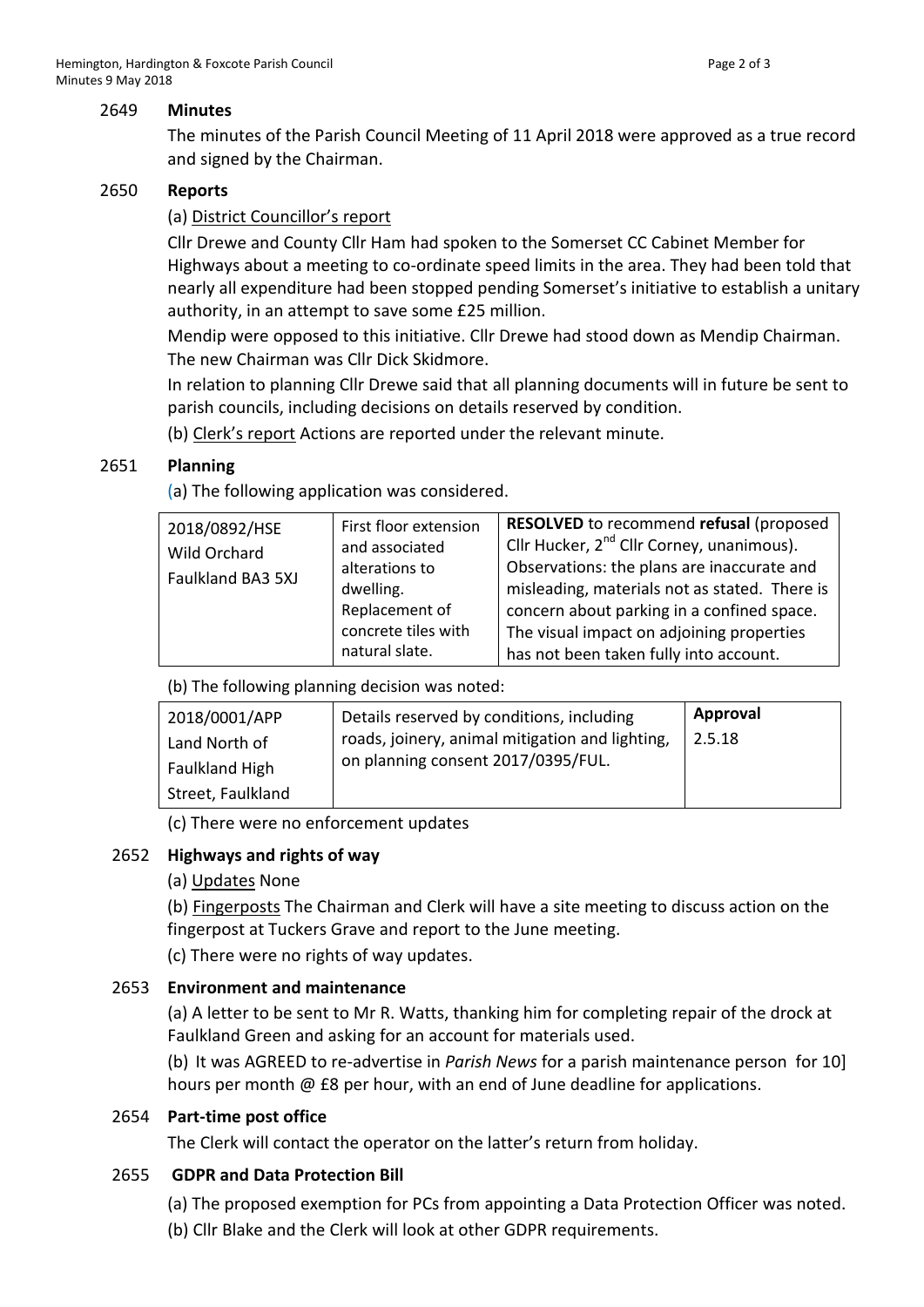## 2649 Minutes

The minutes of the Parish Council Meeting of 11 April 2018 were approved as a true record and signed by the Chairman.

## 2650 Reports

(a) District Councillor's report

Cllr Drewe and County Cllr Ham had spoken to the Somerset CC Cabinet Member for Highways about a meeting to co-ordinate speed limits in the area. They had been told that nearly all expenditure had been stopped pending Somerset's initiative to establish a unitary authority, in an attempt to save some £25 million.

Mendip were opposed to this initiative. Cllr Drewe had stood down as Mendip Chairman. The new Chairman was Cllr Dick Skidmore.

In relation to planning Cllr Drewe said that all planning documents will in future be sent to parish councils, including decisions on details reserved by condition.

(b) Clerk's report Actions are reported under the relevant minute.

## 2651 Planning

(a) The following application was considered.

| | | |
|---|---|---|
| 2018/0892/HSE<br>Wild Orchard<br>Faulkland BA3 5XJ | First floor extension and associated alterations to dwelling. Replacement of concrete tiles with natural slate. | **RESOLVED** to recommend **refusal** (proposed Cllr Hucker, 2nd Cllr Corney, unanimous). Observations: the plans are inaccurate and misleading, materials not as stated. There is concern about parking in a confined space. The visual impact on adjoining properties has not been taken fully into account. |

(b) The following planning decision was noted:

| | | |
|---|---|---|
| 2018/0001/APP<br>Land North of<br>Faulkland High<br>Street, Faulkland | Details reserved by conditions, including roads, joinery, animal mitigation and lighting, on planning consent 2017/0395/FUL. | **Approval**<br>2.5.18 |

(c) There were no enforcement updates

## 2652 Highways and rights of way

(a) Updates None

(b) Fingerposts The Chairman and Clerk will have a site meeting to discuss action on the fingerpost at Tuckers Grave and report to the June meeting.

(c) There were no rights of way updates.

## 2653 Environment and maintenance

(a) A letter to be sent to Mr R. Watts, thanking him for completing repair of the drock at Faulkland Green and asking for an account for materials used.

(b) It was AGREED to re-advertise in *Parish News* for a parish maintenance person for 10] hours per month @ £8 per hour, with an end of June deadline for applications.

## 2654 Part-time post office

The Clerk will contact the operator on the latter's return from holiday.

## 2655 GDPR and Data Protection Bill

(a) The proposed exemption for PCs from appointing a Data Protection Officer was noted.

(b) Cllr Blake and the Clerk will look at other GDPR requirements.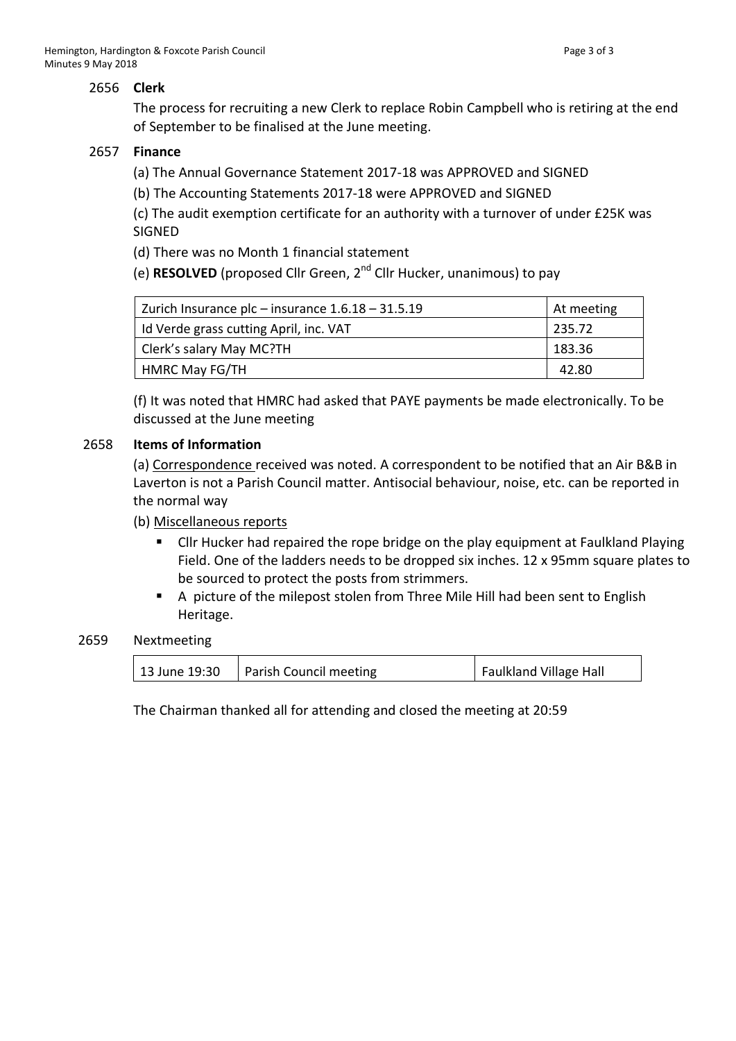2656 **Clerk**

The process for recruiting a new Clerk to replace Robin Campbell who is retiring at the end of September to be finalised at the June meeting.

2657 **Finance**

(a) The Annual Governance Statement 2017-18 was APPROVED and SIGNED

(b) The Accounting Statements 2017-18 were APPROVED and SIGNED

(c) The audit exemption certificate for an authority with a turnover of under £25K was SIGNED

(d) There was no Month 1 financial statement

(e) **RESOLVED** (proposed Cllr Green, 2nd Cllr Hucker, unanimous) to pay

| | |
|---|---|
| Zurich Insurance plc – insurance 1.6.18 – 31.5.19 | At meeting |
| Id Verde grass cutting April, inc. VAT | 235.72 |
| Clerk's salary May MC?TH | 183.36 |
| HMRC May FG/TH | 42.80 |

(f) It was noted that HMRC had asked that PAYE payments be made electronically. To be discussed at the June meeting

2658 **Items of Information**

(a) Correspondence received was noted. A correspondent to be notified that an Air B&B in Laverton is not a Parish Council matter. Antisocial behaviour, noise, etc. can be reported in the normal way

(b) Miscellaneous reports

- Cllr Hucker had repaired the rope bridge on the play equipment at Faulkland Playing Field. One of the ladders needs to be dropped six inches. 12 x 95mm square plates to be sourced to protect the posts from strimmers.
- A picture of the milepost stolen from Three Mile Hill had been sent to English Heritage.

2659 Nextmeeting

| | | |
|---|---|---|
| 13 June 19:30 | Parish Council meeting | Faulkland Village Hall |

The Chairman thanked all for attending and closed the meeting at 20:59